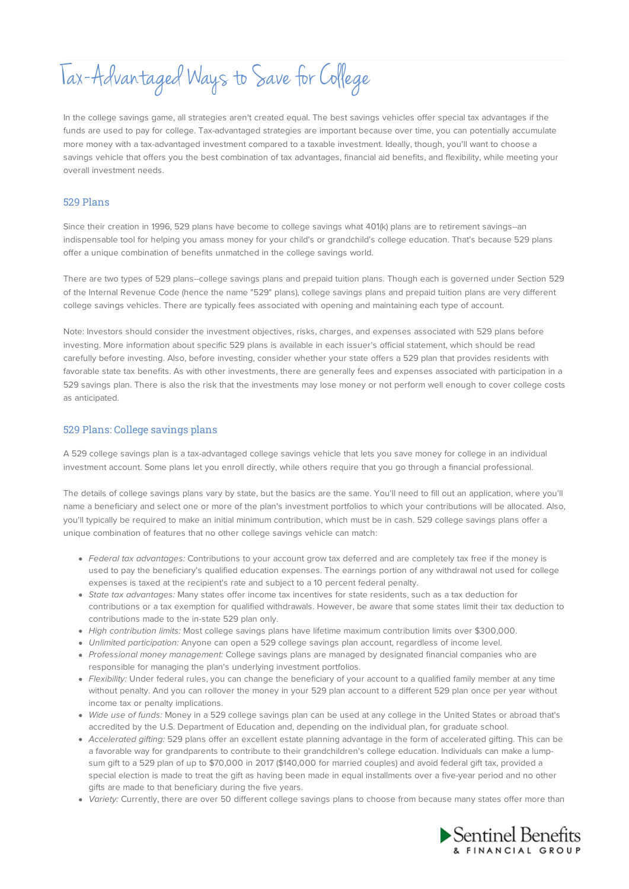# Tax-Advantaged Ways to Save for College

In the college savings game, all strategies aren't created equal. The best savings vehicles offer special tax advantages if the funds are used to pay for college. Tax-advantaged strategies are important because over time, you can potentially accumulate more money with a tax-advantaged investment compared to a taxable investment. Ideally, though, you'll want to choose a savings vehicle that offers you the best combination of tax advantages, financial aid benefits, and flexibility, while meeting your overall investment needs.

## 529 Plans

Since their creation in 1996, 529 plans have become to college savings what 401(k) plans are to retirement savings--an indispensable tool for helping you amass money for your child's or grandchild's college education. That's because 529 plans offer a unique combination of benefits unmatched in the college savings world.

There are two types of 529 plans--college savings plans and prepaid tuition plans. Though each is governed under Section 529 of the Internal Revenue Code (hence the name "529" plans), college savings plans and prepaid tuition plans are very different college savings vehicles. There are typically fees associated with opening and maintaining each type of account.

Note: Investors should consider the investment objectives, risks, charges, and expenses associated with 529 plans before investing. More information about specific 529 plans is available in each issuer's official statement, which should be read carefully before investing. Also, before investing, consider whether your state offers a 529 plan that provides residents with favorable state tax benefits. As with other investments, there are generally fees and expenses associated with participation in a 529 savings plan. There is also the risk that the investments may lose money or not perform well enough to cover college costs as anticipated.

## 529 Plans: College savings plans

A 529 college savings plan is a tax-advantaged college savings vehicle that lets you save money for college in an individual investment account. Some plans let you enroll directly, while others require that you go through a financial professional.

The details of college savings plans vary by state, but the basics are the same. You'll need to fill out an application, where you'll name a beneficiary and select one or more of the plan's investment portfolios to which your contributions will be allocated. Also, you'll typically be required to make an initial minimum contribution, which must be in cash. 529 college savings plans offer a unique combination of features that no other college savings vehicle can match:

- *Federal tax advantages:* Contributions to your account grow tax deferred and are completely tax free if the money is used to pay the beneficiary's qualified education expenses. The earnings portion of any withdrawal not used for college expenses is taxed at the recipient's rate and subject to a 10 percent federal penalty.
- *State tax advantages:* Many states offer income tax incentives for state residents, such as a tax deduction for contributions or a tax exemption for qualified withdrawals. However, be aware that some states limit their tax deduction to contributions made to the in-state 529 plan only.
- *High contribution limits:* Most college savings plans have lifetime maximum contribution limits over $300,000.
- *Unlimited participation:* Anyone can open a 529 college savings plan account, regardless of income level.
- *Professional money management:* College savings plans are managed by designated financial companies who are responsible for managing the plan's underlying investment portfolios.
- *Flexibility:* Under federal rules, you can change the beneficiary of your account to a qualified family member at any time without penalty. And you can rollover the money in your 529 plan account to a different 529 plan once per year without income tax or penalty implications.
- *Wide use of funds:* Money in a 529 college savings plan can be used at any college in the United States or abroad that's accredited by the U.S. Department of Education and, depending on the individual plan, for graduate school.
- *Accelerated gifting:* 529 plans offer an excellent estate planning advantage in the form of accelerated gifting. This can be a favorable way for grandparents to contribute to their grandchildren's college education. Individuals can make a lump-sum gift to a 529 plan of up to $70,000 in 2017 ($140,000 for married couples) and avoid federal gift tax, provided a special election is made to treat the gift as having been made in equal installments over a five-year period and no other gifts are made to that beneficiary during the five years.
- *Variety:* Currently, there are over 50 different college savings plans to choose from because many states offer more than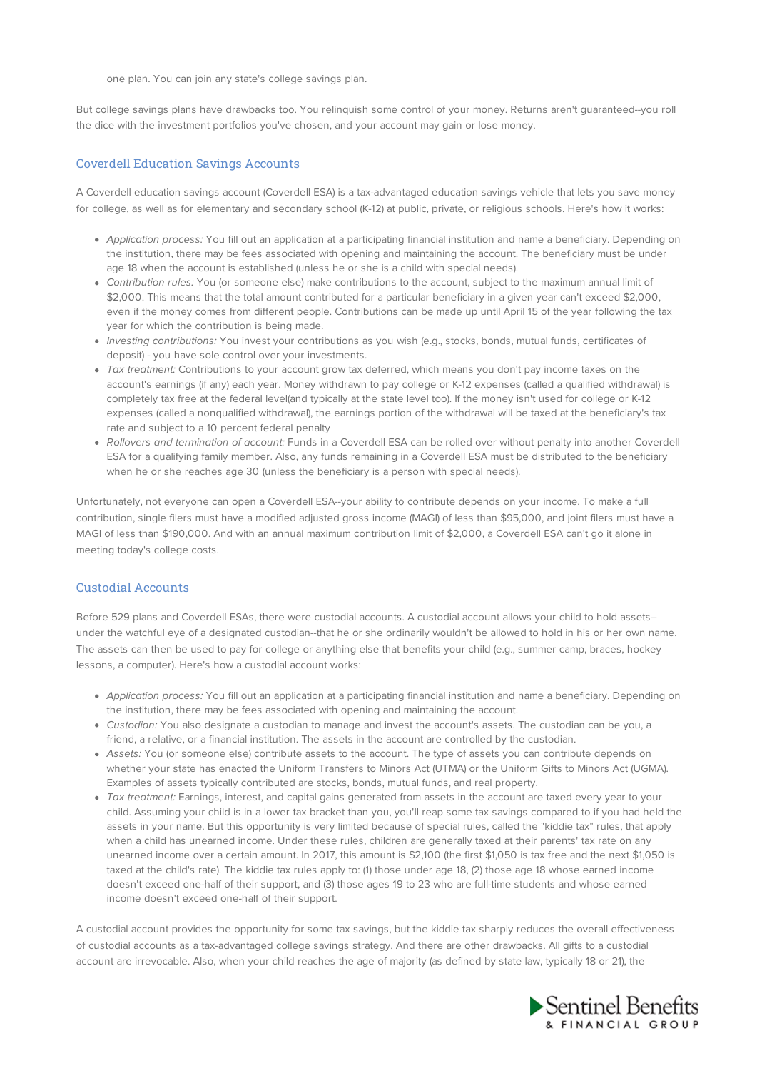one plan. You can join any state's college savings plan.

But college savings plans have drawbacks too. You relinquish some control of your money. Returns aren't guaranteed--you roll the dice with the investment portfolios you've chosen, and your account may gain or lose money.

## Coverdell Education Savings Accounts

A Coverdell education savings account (Coverdell ESA) is a tax-advantaged education savings vehicle that lets you save money for college, as well as for elementary and secondary school (K-12) at public, private, or religious schools. Here's how it works:

- *Application process:* You fill out an application at a participating financial institution and name a beneficiary. Depending on the institution, there may be fees associated with opening and maintaining the account. The beneficiary must be under age 18 when the account is established (unless he or she is a child with special needs).
- *Contribution rules:* You (or someone else) make contributions to the account, subject to the maximum annual limit of $2,000. This means that the total amount contributed for a particular beneficiary in a given year can't exceed $2,000, even if the money comes from different people. Contributions can be made up until April 15 of the year following the tax year for which the contribution is being made.
- *Investing contributions:* You invest your contributions as you wish (e.g., stocks, bonds, mutual funds, certificates of deposit) - you have sole control over your investments.
- *Tax treatment:* Contributions to your account grow tax deferred, which means you don't pay income taxes on the account's earnings (if any) each year. Money withdrawn to pay college or K-12 expenses (called a qualified withdrawal) is completely tax free at the federal level(and typically at the state level too). If the money isn't used for college or K-12 expenses (called a nonqualified withdrawal), the earnings portion of the withdrawal will be taxed at the beneficiary's tax rate and subject to a 10 percent federal penalty
- *Rollovers and termination of account:* Funds in a Coverdell ESA can be rolled over without penalty into another Coverdell ESA for a qualifying family member. Also, any funds remaining in a Coverdell ESA must be distributed to the beneficiary when he or she reaches age 30 (unless the beneficiary is a person with special needs).

Unfortunately, not everyone can open a Coverdell ESA--your ability to contribute depends on your income. To make a full contribution, single filers must have a modified adjusted gross income (MAGI) of less than $95,000, and joint filers must have a MAGI of less than $190,000. And with an annual maximum contribution limit of $2,000, a Coverdell ESA can't go it alone in meeting today's college costs.

## Custodial Accounts

Before 529 plans and Coverdell ESAs, there were custodial accounts. A custodial account allows your child to hold assets--under the watchful eye of a designated custodian--that he or she ordinarily wouldn't be allowed to hold in his or her own name. The assets can then be used to pay for college or anything else that benefits your child (e.g., summer camp, braces, hockey lessons, a computer). Here's how a custodial account works:

- *Application process:* You fill out an application at a participating financial institution and name a beneficiary. Depending on the institution, there may be fees associated with opening and maintaining the account.
- *Custodian:* You also designate a custodian to manage and invest the account's assets. The custodian can be you, a friend, a relative, or a financial institution. The assets in the account are controlled by the custodian.
- *Assets:* You (or someone else) contribute assets to the account. The type of assets you can contribute depends on whether your state has enacted the Uniform Transfers to Minors Act (UTMA) or the Uniform Gifts to Minors Act (UGMA). Examples of assets typically contributed are stocks, bonds, mutual funds, and real property.
- *Tax treatment:* Earnings, interest, and capital gains generated from assets in the account are taxed every year to your child. Assuming your child is in a lower tax bracket than you, you'll reap some tax savings compared to if you had held the assets in your name. But this opportunity is very limited because of special rules, called the "kiddie tax" rules, that apply when a child has unearned income. Under these rules, children are generally taxed at their parents' tax rate on any unearned income over a certain amount. In 2017, this amount is $2,100 (the first $1,050 is tax free and the next $1,050 is taxed at the child's rate). The kiddie tax rules apply to: (1) those under age 18, (2) those age 18 whose earned income doesn't exceed one-half of their support, and (3) those ages 19 to 23 who are full-time students and whose earned income doesn't exceed one-half of their support.

A custodial account provides the opportunity for some tax savings, but the kiddie tax sharply reduces the overall effectiveness of custodial accounts as a tax-advantaged college savings strategy. And there are other drawbacks. All gifts to a custodial account are irrevocable. Also, when your child reaches the age of majority (as defined by state law, typically 18 or 21), the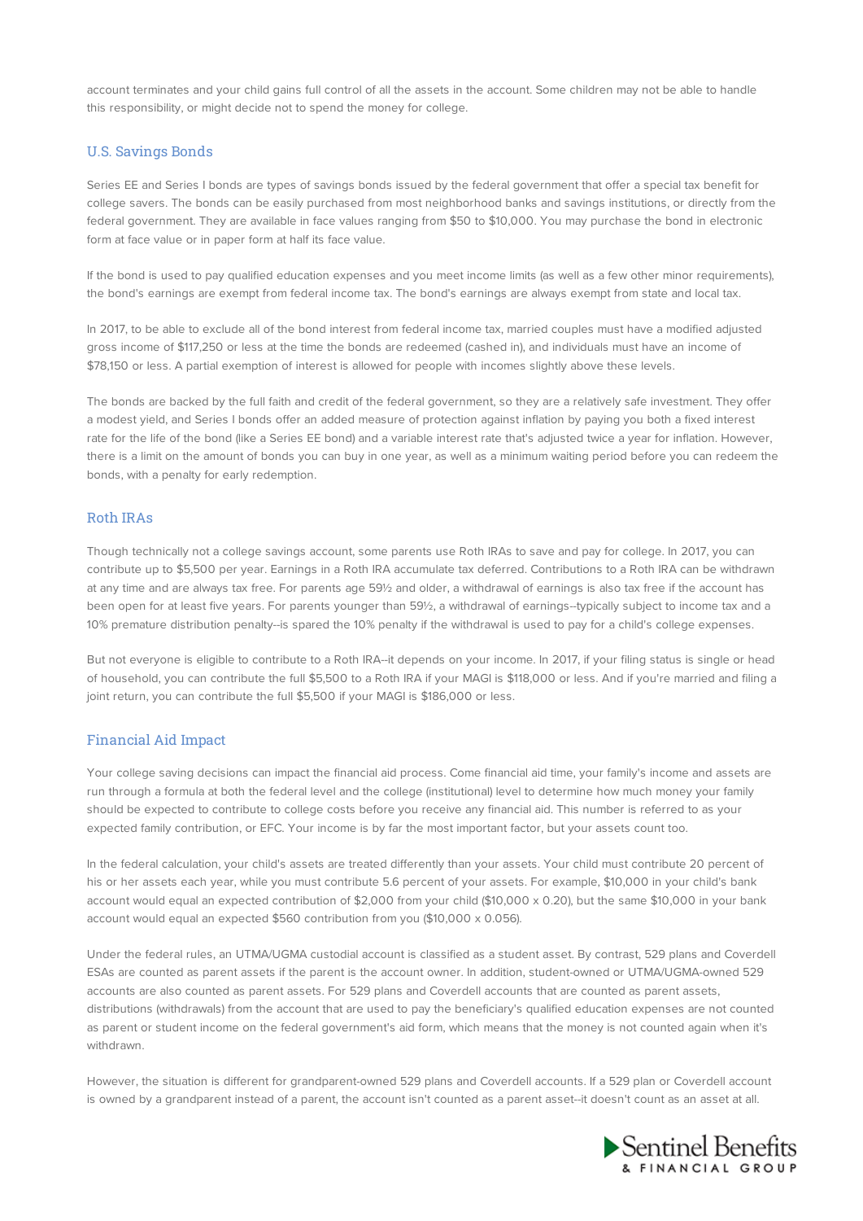account terminates and your child gains full control of all the assets in the account. Some children may not be able to handle this responsibility, or might decide not to spend the money for college.

## U.S. Savings Bonds

Series EE and Series I bonds are types of savings bonds issued by the federal government that offer a special tax benefit for college savers. The bonds can be easily purchased from most neighborhood banks and savings institutions, or directly from the federal government. They are available in face values ranging from $50 to $10,000. You may purchase the bond in electronic form at face value or in paper form at half its face value.

If the bond is used to pay qualified education expenses and you meet income limits (as well as a few other minor requirements), the bond's earnings are exempt from federal income tax. The bond's earnings are always exempt from state and local tax.

In 2017, to be able to exclude all of the bond interest from federal income tax, married couples must have a modified adjusted gross income of $117,250 or less at the time the bonds are redeemed (cashed in), and individuals must have an income of $78,150 or less. A partial exemption of interest is allowed for people with incomes slightly above these levels.

The bonds are backed by the full faith and credit of the federal government, so they are a relatively safe investment. They offer a modest yield, and Series I bonds offer an added measure of protection against inflation by paying you both a fixed interest rate for the life of the bond (like a Series EE bond) and a variable interest rate that's adjusted twice a year for inflation. However, there is a limit on the amount of bonds you can buy in one year, as well as a minimum waiting period before you can redeem the bonds, with a penalty for early redemption.

## Roth IRAs

Though technically not a college savings account, some parents use Roth IRAs to save and pay for college. In 2017, you can contribute up to $5,500 per year. Earnings in a Roth IRA accumulate tax deferred. Contributions to a Roth IRA can be withdrawn at any time and are always tax free. For parents age 59½ and older, a withdrawal of earnings is also tax free if the account has been open for at least five years. For parents younger than 59½, a withdrawal of earnings--typically subject to income tax and a 10% premature distribution penalty--is spared the 10% penalty if the withdrawal is used to pay for a child's college expenses.

But not everyone is eligible to contribute to a Roth IRA--it depends on your income. In 2017, if your filing status is single or head of household, you can contribute the full $5,500 to a Roth IRA if your MAGI is $118,000 or less. And if you're married and filing a joint return, you can contribute the full $5,500 if your MAGI is $186,000 or less.

## Financial Aid Impact

Your college saving decisions can impact the financial aid process. Come financial aid time, your family's income and assets are run through a formula at both the federal level and the college (institutional) level to determine how much money your family should be expected to contribute to college costs before you receive any financial aid. This number is referred to as your expected family contribution, or EFC. Your income is by far the most important factor, but your assets count too.

In the federal calculation, your child's assets are treated differently than your assets. Your child must contribute 20 percent of his or her assets each year, while you must contribute 5.6 percent of your assets. For example, $10,000 in your child's bank account would equal an expected contribution of $2,000 from your child ($10,000 x 0.20), but the same $10,000 in your bank account would equal an expected $560 contribution from you ($10,000 x 0.056).

Under the federal rules, an UTMA/UGMA custodial account is classified as a student asset. By contrast, 529 plans and Coverdell ESAs are counted as parent assets if the parent is the account owner. In addition, student-owned or UTMA/UGMA-owned 529 accounts are also counted as parent assets. For 529 plans and Coverdell accounts that are counted as parent assets, distributions (withdrawals) from the account that are used to pay the beneficiary's qualified education expenses are not counted as parent or student income on the federal government's aid form, which means that the money is not counted again when it's withdrawn.

However, the situation is different for grandparent-owned 529 plans and Coverdell accounts. If a 529 plan or Coverdell account is owned by a grandparent instead of a parent, the account isn't counted as a parent asset--it doesn't count as an asset at all.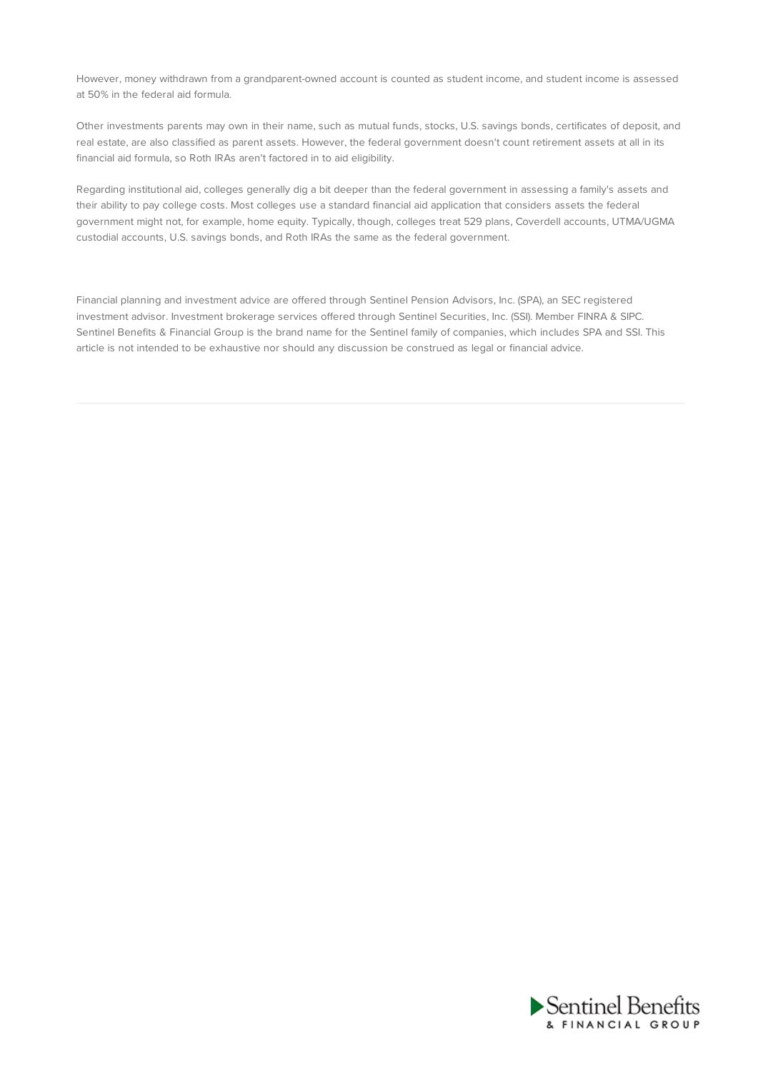However, money withdrawn from a grandparent-owned account is counted as student income, and student income is assessed at 50% in the federal aid formula.

Other investments parents may own in their name, such as mutual funds, stocks, U.S. savings bonds, certificates of deposit, and real estate, are also classified as parent assets. However, the federal government doesn't count retirement assets at all in its financial aid formula, so Roth IRAs aren't factored in to aid eligibility.

Regarding institutional aid, colleges generally dig a bit deeper than the federal government in assessing a family's assets and their ability to pay college costs. Most colleges use a standard financial aid application that considers assets the federal government might not, for example, home equity. Typically, though, colleges treat 529 plans, Coverdell accounts, UTMA/UGMA custodial accounts, U.S. savings bonds, and Roth IRAs the same as the federal government.

Financial planning and investment advice are offered through Sentinel Pension Advisors, Inc. (SPA), an SEC registered investment advisor. Investment brokerage services offered through Sentinel Securities, Inc. (SSI). Member FINRA & SIPC. Sentinel Benefits & Financial Group is the brand name for the Sentinel family of companies, which includes SPA and SSI. This article is not intended to be exhaustive nor should any discussion be construed as legal or financial advice.

Sentinel Benefits & FINANCIAL GROUP